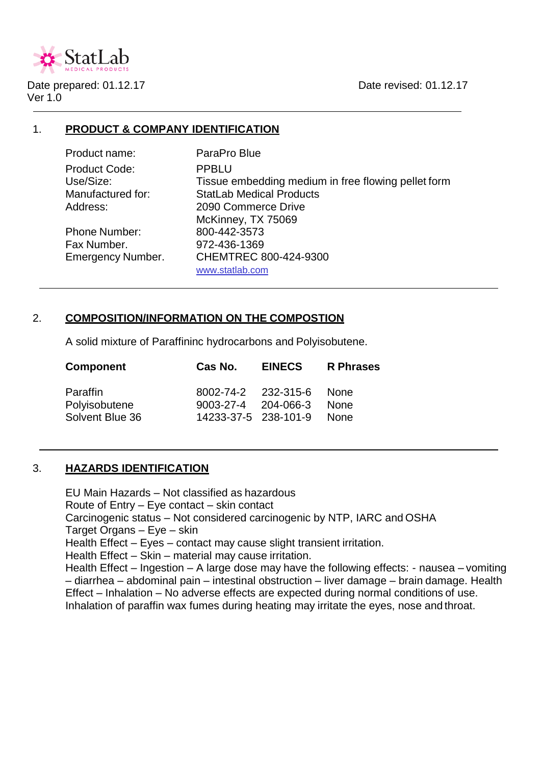StatLab
MEDICAL PRODUCTS

Date prepared: 01.12.17  
Ver 1.0

Date revised: 01.12.17

---

## 1. PRODUCT & COMPANY IDENTIFICATION

| | |
|---|---|
| Product name: | ParaPro Blue |
| Product Code: | PPBLU |
| Use/Size: | Tissue embedding medium in free flowing pellet form |
| Manufactured for: | StatLab Medical Products |
| Address: | 2090 Commerce Drive<br>McKinney, TX 75069 |
| Phone Number: | 800-442-3573 |
| Fax Number. | 972-436-1369 |
| Emergency Number. | CHEMTREC 800-424-9300 |
| | www.statlab.com |

---

## 2. COMPOSITION/INFORMATION ON THE COMPOSTION

A solid mixture of Paraffininc hydrocarbons and Polyisobutene.

| Component | Cas No. | EINECS | R Phrases |
|---|---|---|---|
| Paraffin | 8002-74-2 | 232-315-6 | None |
| Polyisobutene | 9003-27-4 | 204-066-3 | None |
| Solvent Blue 36 | 14233-37-5 | 238-101-9 | None |

---

## 3. HAZARDS IDENTIFICATION

EU Main Hazards – Not classified as hazardous  
Route of Entry – Eye contact – skin contact  
Carcinogenic status – Not considered carcinogenic by NTP, IARC and OSHA  
Target Organs – Eye – skin  
Health Effect – Eyes – contact may cause slight transient irritation.  
Health Effect – Skin – material may cause irritation.  
Health Effect – Ingestion – A large dose may have the following effects: - nausea – vomiting – diarrhea – abdominal pain – intestinal obstruction – liver damage – brain damage. Health Effect – Inhalation – No adverse effects are expected during normal conditions of use. Inhalation of paraffin wax fumes during heating may irritate the eyes, nose and throat.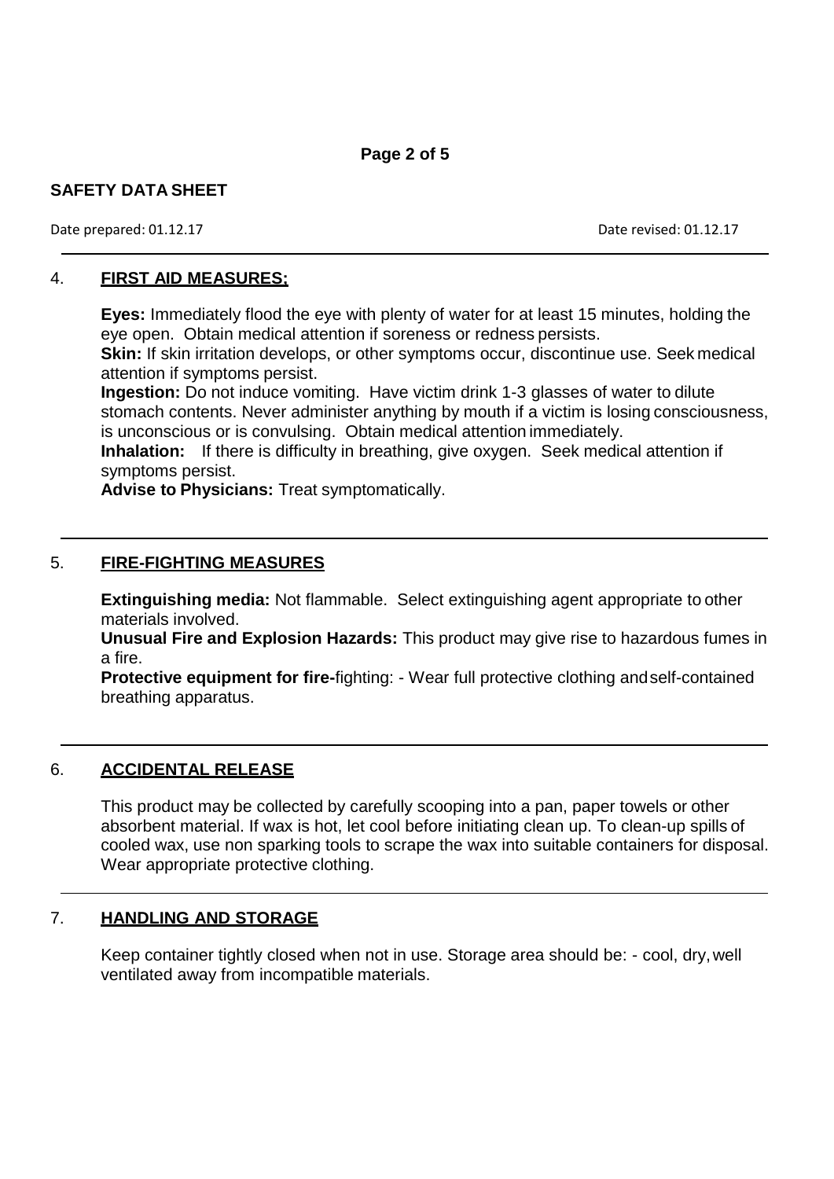**SAFETY DATA SHEET**

Date prepared: 01.12.17 Date revised: 01.12.17

## 4. FIRST AID MEASURES;

**Eyes:** Immediately flood the eye with plenty of water for at least 15 minutes, holding the eye open. Obtain medical attention if soreness or redness persists.
**Skin:** If skin irritation develops, or other symptoms occur, discontinue use. Seek medical attention if symptoms persist.
**Ingestion:** Do not induce vomiting. Have victim drink 1-3 glasses of water to dilute stomach contents. Never administer anything by mouth if a victim is losing consciousness, is unconscious or is convulsing. Obtain medical attention immediately.
**Inhalation:** If there is difficulty in breathing, give oxygen. Seek medical attention if symptoms persist.
**Advise to Physicians:** Treat symptomatically.

## 5. FIRE-FIGHTING MEASURES

**Extinguishing media:** Not flammable. Select extinguishing agent appropriate to other materials involved.
**Unusual Fire and Explosion Hazards:** This product may give rise to hazardous fumes in a fire.
**Protective equipment for fire-**fighting: - Wear full protective clothing and self-contained breathing apparatus.

## 6. ACCIDENTAL RELEASE

This product may be collected by carefully scooping into a pan, paper towels or other absorbent material. If wax is hot, let cool before initiating clean up. To clean-up spills of cooled wax, use non sparking tools to scrape the wax into suitable containers for disposal. Wear appropriate protective clothing.

## 7. HANDLING AND STORAGE

Keep container tightly closed when not in use. Storage area should be: - cool, dry, well ventilated away from incompatible materials.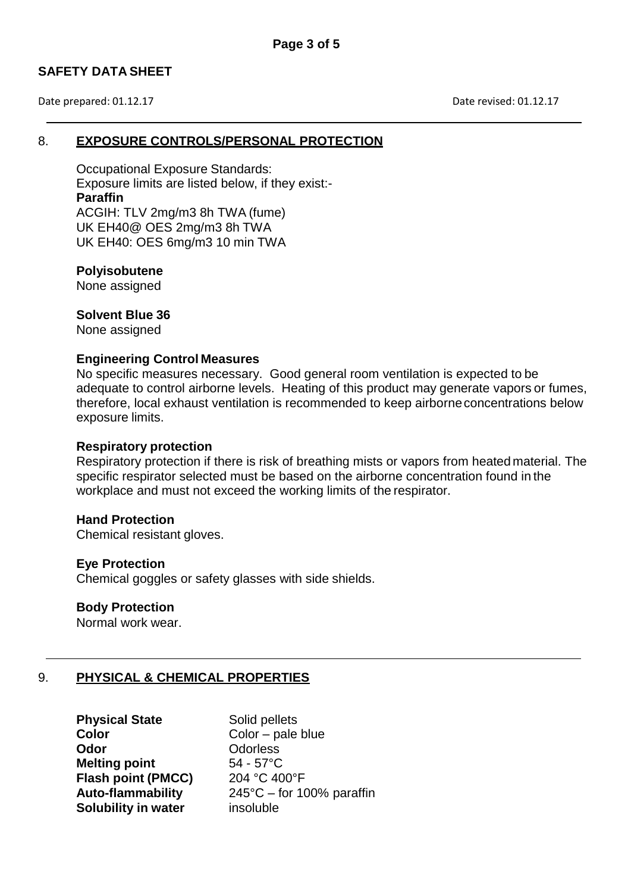## 8. EXPOSURE CONTROLS/PERSONAL PROTECTION

Occupational Exposure Standards:
Exposure limits are listed below, if they exist:-

**Paraffin**
ACGIH: TLV 2mg/m3 8h TWA (fume)
UK EH40@ OES 2mg/m3 8h TWA
UK EH40: OES 6mg/m3 10 min TWA

**Polyisobutene**
None assigned

**Solvent Blue 36**
None assigned

**Engineering Control Measures**
No specific measures necessary. Good general room ventilation is expected to be adequate to control airborne levels. Heating of this product may generate vapors or fumes, therefore, local exhaust ventilation is recommended to keep airborne concentrations below exposure limits.

**Respiratory protection**
Respiratory protection if there is risk of breathing mists or vapors from heated material. The specific respirator selected must be based on the airborne concentration found in the workplace and must not exceed the working limits of the respirator.

**Hand Protection**
Chemical resistant gloves.

**Eye Protection**
Chemical goggles or safety glasses with side shields.

**Body Protection**
Normal work wear.

## 9. PHYSICAL & CHEMICAL PROPERTIES

| | |
|---|---|
| **Physical State** | Solid pellets |
| **Color** | Color – pale blue |
| **Odor** | Odorless |
| **Melting point** | 54 - 57°C |
| **Flash point (PMCC)** | 204 °C 400°F |
| **Auto-flammability** | 245°C – for 100% paraffin |
| **Solubility in water** | insoluble |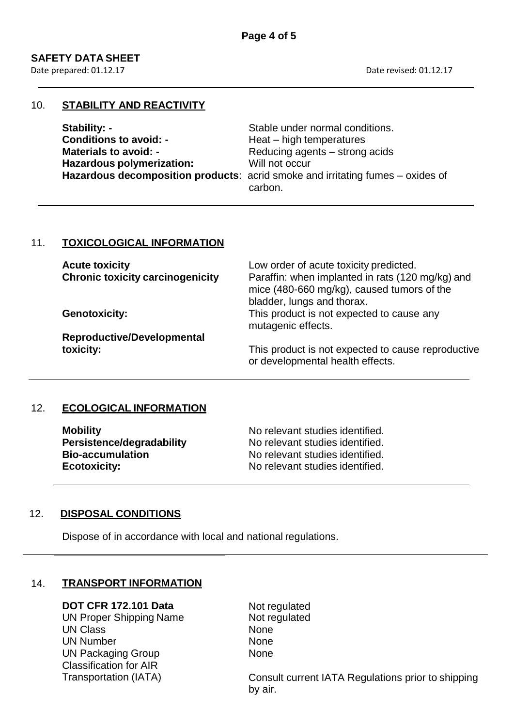**SAFETY DATA SHEET**

Date prepared: 01.12.17 Date revised: 01.12.17

## 10. STABILITY AND REACTIVITY

| | |
|---|---|
| **Stability: -** | Stable under normal conditions. |
| **Conditions to avoid: -** | Heat – high temperatures |
| **Materials to avoid: -** | Reducing agents – strong acids |
| **Hazardous polymerization:** | Will not occur |
| **Hazardous decomposition products**: | acrid smoke and irritating fumes – oxides of carbon. |

## 11. TOXICOLOGICAL INFORMATION

| | |
|---|---|
| **Acute toxicity** | Low order of acute toxicity predicted. |
| **Chronic toxicity carcinogenicity** | Paraffin: when implanted in rats (120 mg/kg) and mice (480-660 mg/kg), caused tumors of the bladder, lungs and thorax. |
| **Genotoxicity:** | This product is not expected to cause any mutagenic effects. |
| **Reproductive/Developmental toxicity:** | This product is not expected to cause reproductive or developmental health effects. |

## 12. ECOLOGICAL INFORMATION

| | |
|---|---|
| **Mobility** | No relevant studies identified. |
| **Persistence/degradability** | No relevant studies identified. |
| **Bio-accumulation** | No relevant studies identified. |
| **Ecotoxicity:** | No relevant studies identified. |

## 12. DISPOSAL CONDITIONS

Dispose of in accordance with local and national regulations.

## 14. TRANSPORT INFORMATION

| | |
|---|---|
| **DOT CFR 172.101 Data** | Not regulated |
| UN Proper Shipping Name | Not regulated |
| UN Class | None |
| UN Number | None |
| UN Packaging Group | None |
| Classification for AIR Transportation (IATA) | Consult current IATA Regulations prior to shipping by air. |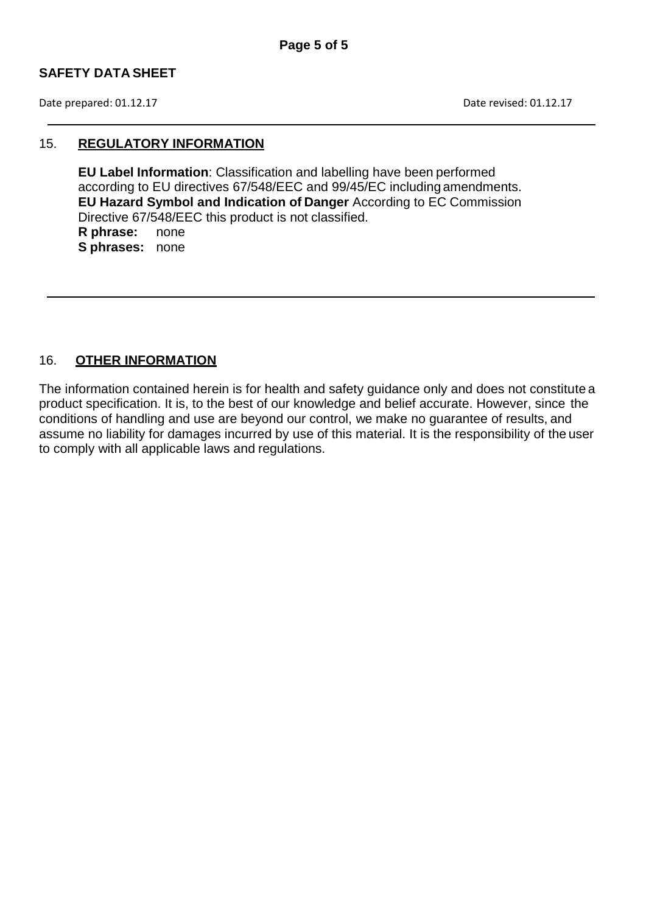## 15. REGULATORY INFORMATION

**EU Label Information**: Classification and labelling have been performed according to EU directives 67/548/EEC and 99/45/EC including amendments.
**EU Hazard Symbol and Indication of Danger** According to EC Commission Directive 67/548/EEC this product is not classified.
**R phrase:** none
**S phrases:** none

## 16. OTHER INFORMATION

The information contained herein is for health and safety guidance only and does not constitute a product specification. It is, to the best of our knowledge and belief accurate. However, since the conditions of handling and use are beyond our control, we make no guarantee of results, and assume no liability for damages incurred by use of this material. It is the responsibility of the user to comply with all applicable laws and regulations.